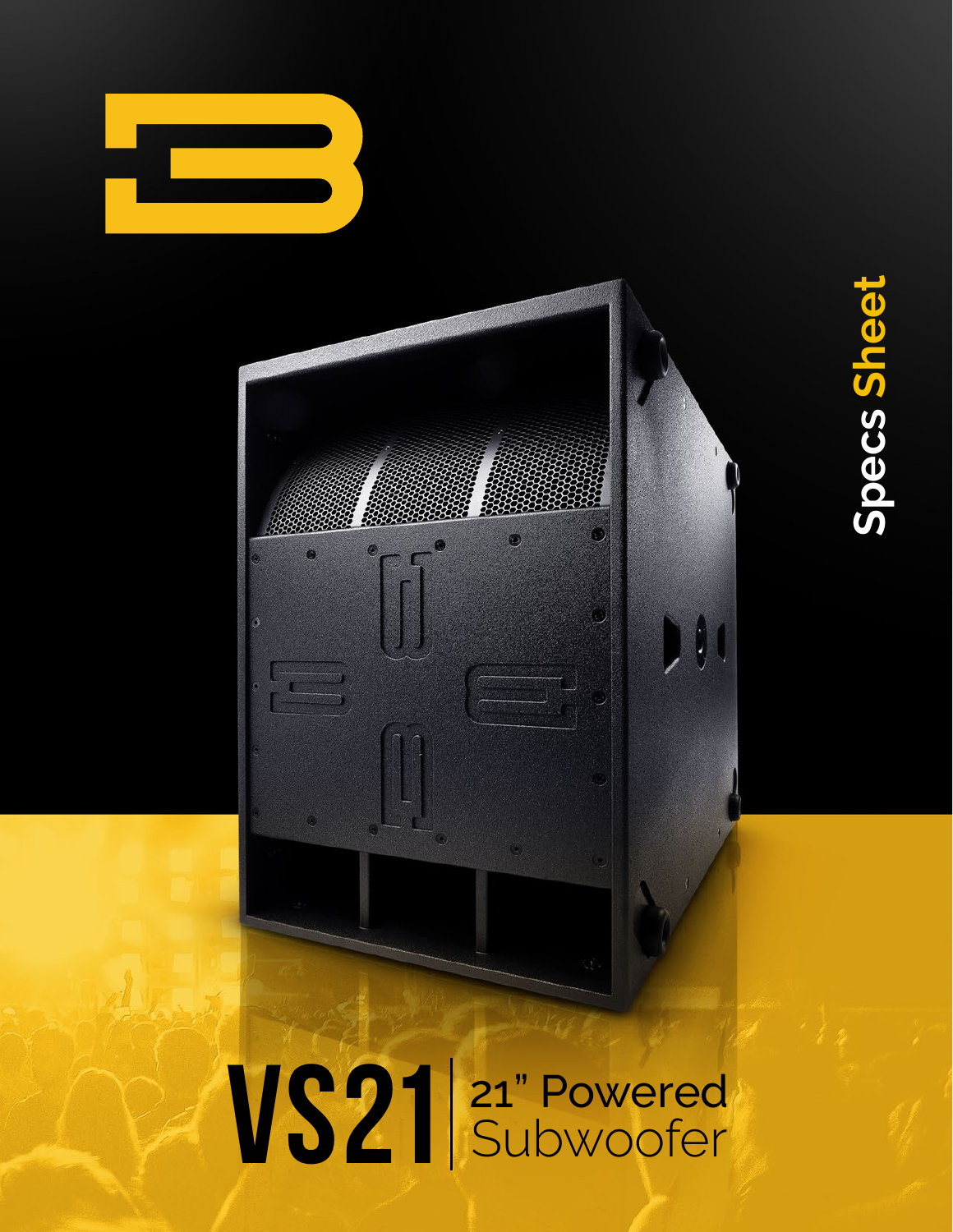Specs Sheet

# VS21 | 21" Powered Subwoofer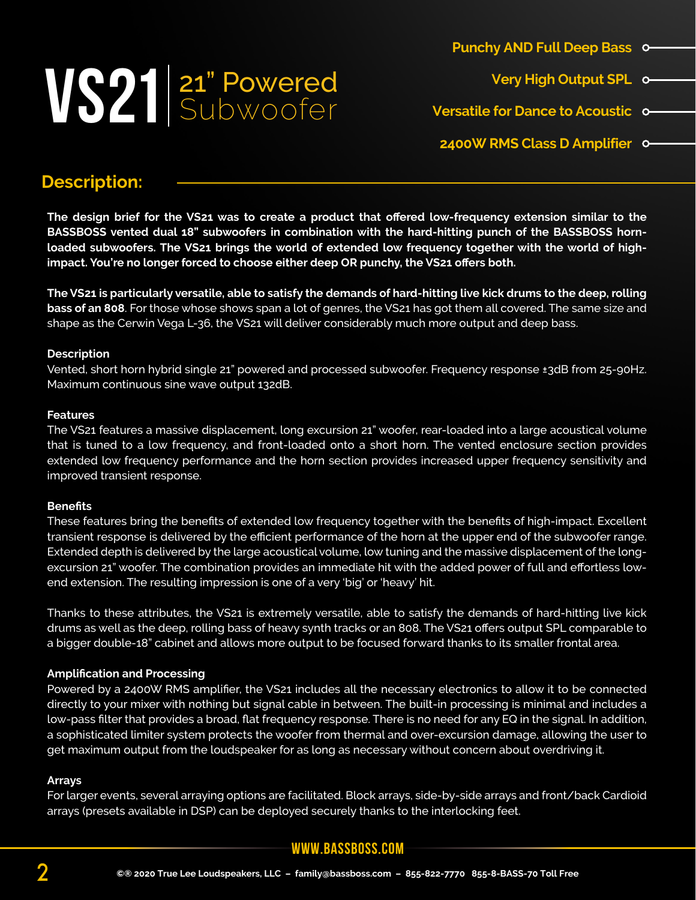# VS21 | 21" Powered Subwoofer

- Punchy AND Full Deep Bass
- Very High Output SPL
- Versatile for Dance to Acoustic
- 2400W RMS Class D Amplifier

## Description:

**The design brief for the VS21 was to create a product that offered low-frequency extension similar to the BASSBOSS vented dual 18" subwoofers in combination with the hard-hitting punch of the BASSBOSS horn-loaded subwoofers. The VS21 brings the world of extended low frequency together with the world of high-impact. You're no longer forced to choose either deep OR punchy, the VS21 offers both.**

**The VS21 is particularly versatile, able to satisfy the demands of hard-hitting live kick drums to the deep, rolling bass of an 808**. For those whose shows span a lot of genres, the VS21 has got them all covered. The same size and shape as the Cerwin Vega L-36, the VS21 will deliver considerably much more output and deep bass.

### Description

Vented, short horn hybrid single 21" powered and processed subwoofer. Frequency response ±3dB from 25-90Hz. Maximum continuous sine wave output 132dB.

### Features

The VS21 features a massive displacement, long excursion 21" woofer, rear-loaded into a large acoustical volume that is tuned to a low frequency, and front-loaded onto a short horn. The vented enclosure section provides extended low frequency performance and the horn section provides increased upper frequency sensitivity and improved transient response.

### Benefits

These features bring the benefits of extended low frequency together with the benefits of high-impact. Excellent transient response is delivered by the efficient performance of the horn at the upper end of the subwoofer range. Extended depth is delivered by the large acoustical volume, low tuning and the massive displacement of the long-excursion 21" woofer. The combination provides an immediate hit with the added power of full and effortless low-end extension. The resulting impression is one of a very 'big' or 'heavy' hit.

Thanks to these attributes, the VS21 is extremely versatile, able to satisfy the demands of hard-hitting live kick drums as well as the deep, rolling bass of heavy synth tracks or an 808. The VS21 offers output SPL comparable to a bigger double-18" cabinet and allows more output to be focused forward thanks to its smaller frontal area.

### Amplification and Processing

Powered by a 2400W RMS amplifier, the VS21 includes all the necessary electronics to allow it to be connected directly to your mixer with nothing but signal cable in between. The built-in processing is minimal and includes a low-pass filter that provides a broad, flat frequency response. There is no need for any EQ in the signal. In addition, a sophisticated limiter system protects the woofer from thermal and over-excursion damage, allowing the user to get maximum output from the loudspeaker for as long as necessary without concern about overdriving it.

### Arrays

For larger events, several arraying options are facilitated. Block arrays, side-by-side arrays and front/back Cardioid arrays (presets available in DSP) can be deployed securely thanks to the interlocking feet.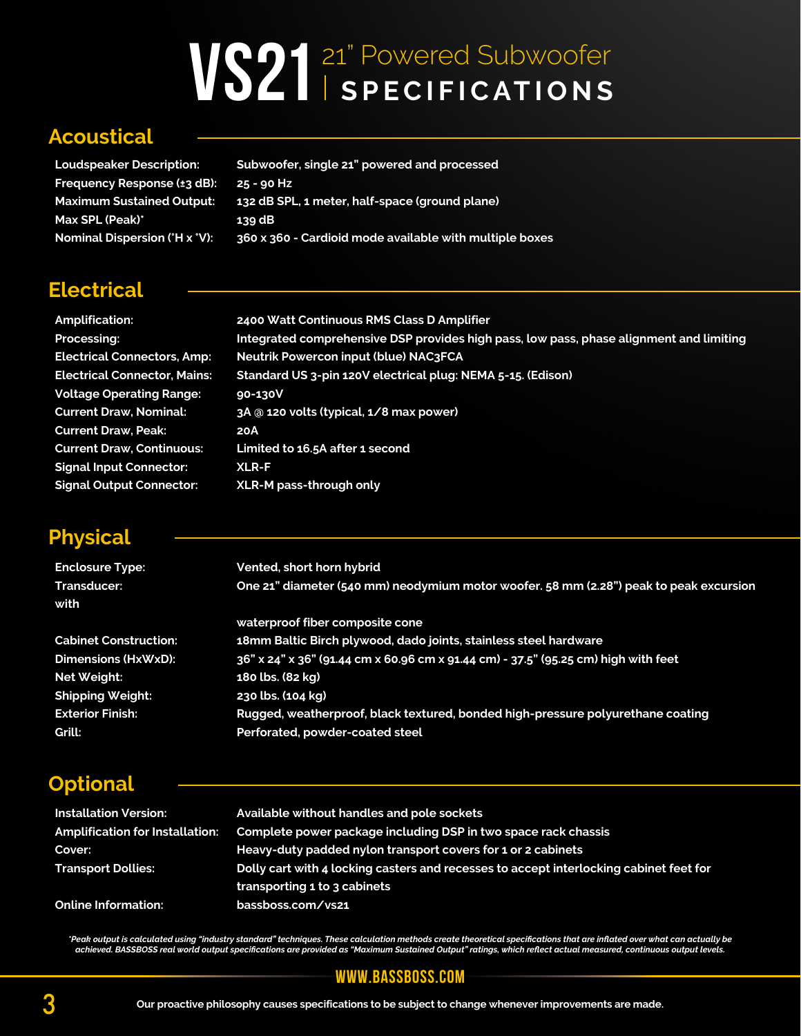# VS21 21" Powered Subwoofer | SPECIFICATIONS

## Acoustical

| | |
|---|---|
| **Loudspeaker Description:** | **Subwoofer, single 21" powered and processed** |
| **Frequency Response (±3 dB):** | **25 - 90 Hz** |
| **Maximum Sustained Output:** | **132 dB SPL, 1 meter, half-space (ground plane)** |
| **Max SPL (Peak)*** | **139 dB** |
| **Nominal Dispersion (°H x °V):** | **360 x 360 - Cardioid mode available with multiple boxes** |

## Electrical

| | |
|---|---|
| **Amplification:** | **2400 Watt Continuous RMS Class D Amplifier** |
| **Processing:** | **Integrated comprehensive DSP provides high pass, low pass, phase alignment and limiting** |
| **Electrical Connectors, Amp:** | **Neutrik Powercon input (blue) NAC3FCA** |
| **Electrical Connector, Mains:** | **Standard US 3-pin 120V electrical plug: NEMA 5-15. (Edison)** |
| **Voltage Operating Range:** | **90-130V** |
| **Current Draw, Nominal:** | **3A @ 120 volts (typical, 1/8 max power)** |
| **Current Draw, Peak:** | **20A** |
| **Current Draw, Continuous:** | **Limited to 16.5A after 1 second** |
| **Signal Input Connector:** | **XLR-F** |
| **Signal Output Connector:** | **XLR-M pass-through only** |

## Physical

| | |
|---|---|
| **Enclosure Type:** | **Vented, short horn hybrid** |
| **Transducer: with** | **One 21" diameter (540 mm) neodymium motor woofer. 58 mm (2.28") peak to peak excursion waterproof fiber composite cone** |
| **Cabinet Construction:** | **18mm Baltic Birch plywood, dado joints, stainless steel hardware** |
| **Dimensions (HxWxD):** | **36" x 24" x 36" (91.44 cm x 60.96 cm x 91.44 cm) - 37.5" (95.25 cm) high with feet** |
| **Net Weight:** | **180 lbs. (82 kg)** |
| **Shipping Weight:** | **230 lbs. (104 kg)** |
| **Exterior Finish:** | **Rugged, weatherproof, black textured, bonded high-pressure polyurethane coating** |
| **Grill:** | **Perforated, powder-coated steel** |

## Optional

| | |
|---|---|
| **Installation Version:** | **Available without handles and pole sockets** |
| **Amplification for Installation:** | **Complete power package including DSP in two space rack chassis** |
| **Cover:** | **Heavy-duty padded nylon transport covers for 1 or 2 cabinets** |
| **Transport Dollies:** | **Dolly cart with 4 locking casters and recesses to accept interlocking cabinet feet for transporting 1 to 3 cabinets** |
| **Online Information:** | **bassboss.com/vs21** |

*\*Peak output is calculated using "industry standard" techniques. These calculation methods create theoretical specifications that are inflated over what can actually be achieved. BASSBOSS real world output specifications are provided as "Maximum Sustained Output" ratings, which reflect actual measured, continuous output levels.*

**WWW.BASSBOSS.COM**

**Our proactive philosophy causes specifications to be subject to change whenever improvements are made.**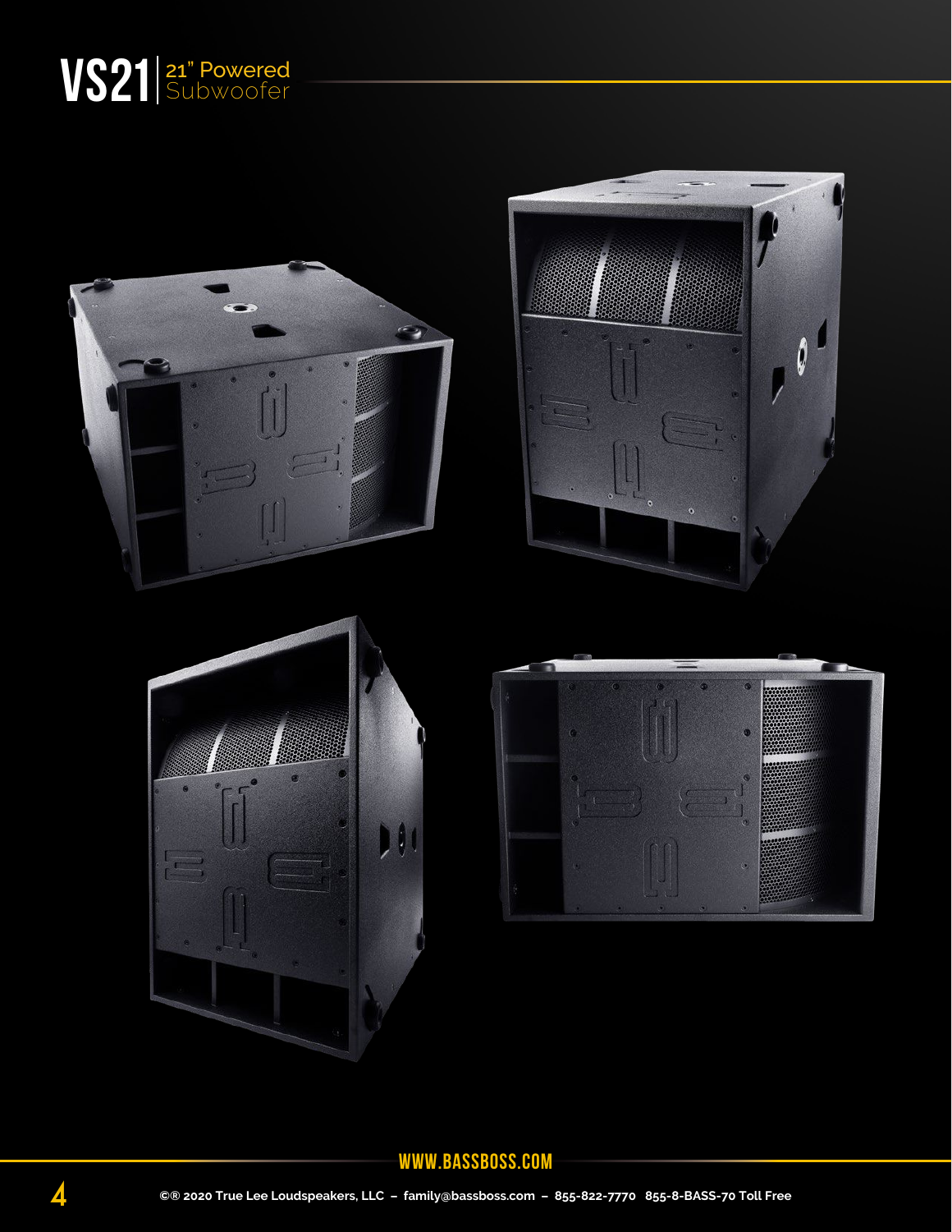# VS21 | 21" Powered Subwoofer

**WWW.BASSBOSS.COM**

**©® 2020 True Lee Loudspeakers, LLC – family@bassboss.com – 855-822-7770 855-8-BASS-70 Toll Free**